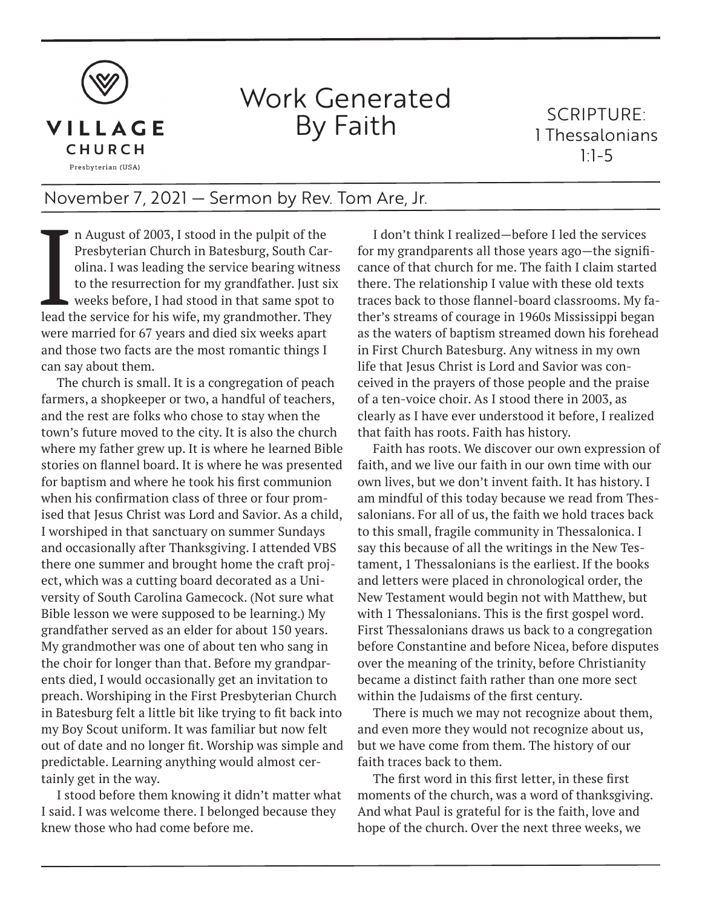VILLAGE CHURCH

Presbyterian (USA)

# Work Generated By Faith

SCRIPTURE: 1 Thessalonians 1:1-5

November 7, 2021 — Sermon by Rev. Tom Are, Jr.

In August of 2003, I stood in the pulpit of the Presbyterian Church in Batesburg, South Carolina. I was leading the service bearing witness to the resurrection for my grandfather. Just six weeks before, I had stood in that same spot to lead the service for his wife, my grandmother. They were married for 67 years and died six weeks apart and those two facts are the most romantic things I can say about them.

The church is small. It is a congregation of peach farmers, a shopkeeper or two, a handful of teachers, and the rest are folks who chose to stay when the town's future moved to the city. It is also the church where my father grew up. It is where he learned Bible stories on flannel board. It is where he was presented for baptism and where he took his first communion when his confirmation class of three or four promised that Jesus Christ was Lord and Savior. As a child, I worshiped in that sanctuary on summer Sundays and occasionally after Thanksgiving. I attended VBS there one summer and brought home the craft project, which was a cutting board decorated as a University of South Carolina Gamecock. (Not sure what Bible lesson we were supposed to be learning.) My grandfather served as an elder for about 150 years. My grandmother was one of about ten who sang in the choir for longer than that. Before my grandparents died, I would occasionally get an invitation to preach. Worshiping in the First Presbyterian Church in Batesburg felt a little bit like trying to fit back into my Boy Scout uniform. It was familiar but now felt out of date and no longer fit. Worship was simple and predictable. Learning anything would almost certainly get in the way.

I stood before them knowing it didn't matter what I said. I was welcome there. I belonged because they knew those who had come before me.

I don't think I realized—before I led the services for my grandparents all those years ago—the significance of that church for me. The faith I claim started there. The relationship I value with these old texts traces back to those flannel-board classrooms. My father's streams of courage in 1960s Mississippi began as the waters of baptism streamed down his forehead in First Church Batesburg. Any witness in my own life that Jesus Christ is Lord and Savior was conceived in the prayers of those people and the praise of a ten-voice choir. As I stood there in 2003, as clearly as I have ever understood it before, I realized that faith has roots. Faith has history.

Faith has roots. We discover our own expression of faith, and we live our faith in our own time with our own lives, but we don't invent faith. It has history. I am mindful of this today because we read from Thessalonians. For all of us, the faith we hold traces back to this small, fragile community in Thessalonica. I say this because of all the writings in the New Testament, 1 Thessalonians is the earliest. If the books and letters were placed in chronological order, the New Testament would begin not with Matthew, but with 1 Thessalonians. This is the first gospel word. First Thessalonians draws us back to a congregation before Constantine and before Nicea, before disputes over the meaning of the trinity, before Christianity became a distinct faith rather than one more sect within the Judaisms of the first century.

There is much we may not recognize about them, and even more they would not recognize about us, but we have come from them. The history of our faith traces back to them.

The first word in this first letter, in these first moments of the church, was a word of thanksgiving. And what Paul is grateful for is the faith, love and hope of the church. Over the next three weeks, we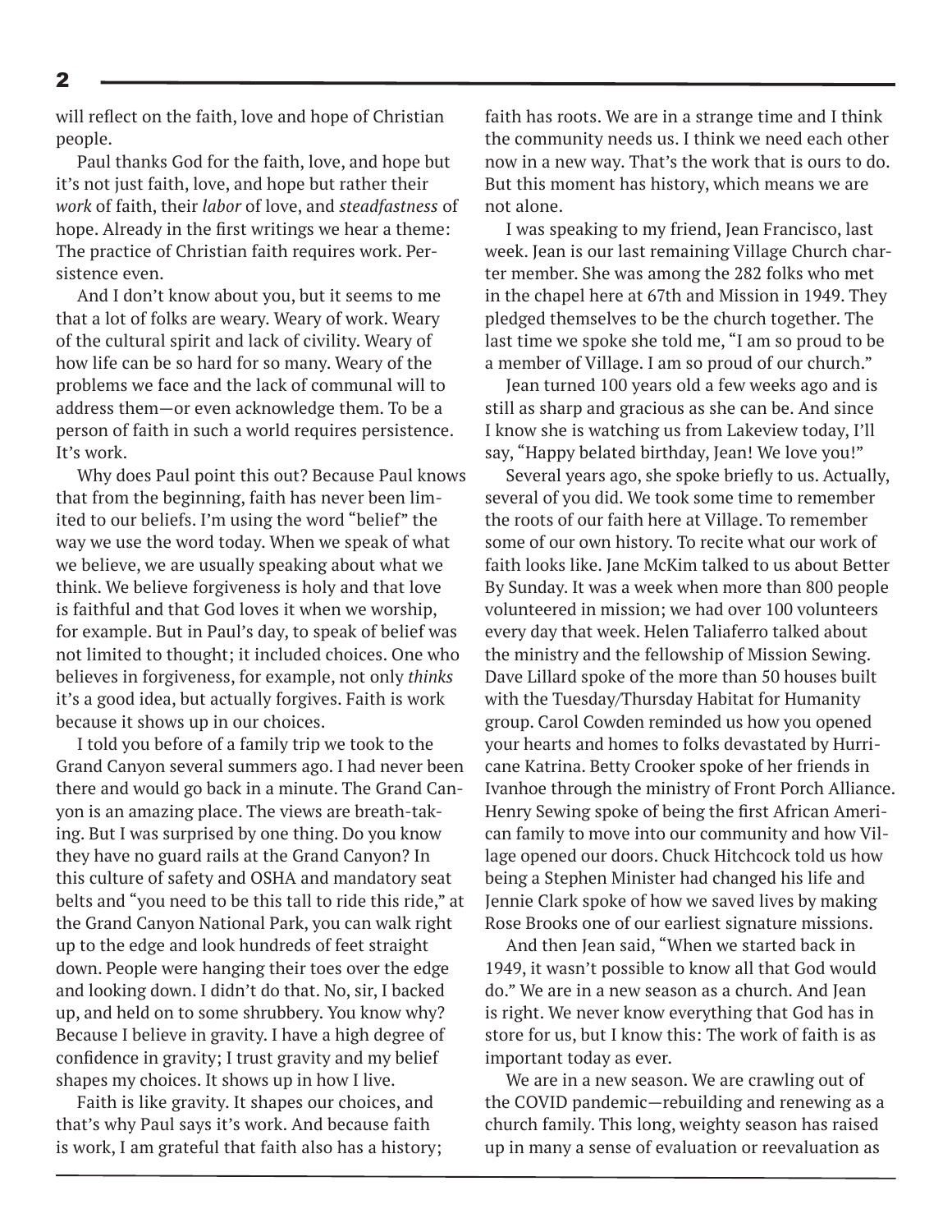will reflect on the faith, love and hope of Christian people.

Paul thanks God for the faith, love, and hope but it's not just faith, love, and hope but rather their *work* of faith, their *labor* of love, and *steadfastness* of hope. Already in the first writings we hear a theme: The practice of Christian faith requires work. Persistence even.

And I don't know about you, but it seems to me that a lot of folks are weary. Weary of work. Weary of the cultural spirit and lack of civility. Weary of how life can be so hard for so many. Weary of the problems we face and the lack of communal will to address them—or even acknowledge them. To be a person of faith in such a world requires persistence. It's work.

Why does Paul point this out? Because Paul knows that from the beginning, faith has never been limited to our beliefs. I'm using the word "belief" the way we use the word today. When we speak of what we believe, we are usually speaking about what we think. We believe forgiveness is holy and that love is faithful and that God loves it when we worship, for example. But in Paul's day, to speak of belief was not limited to thought; it included choices. One who believes in forgiveness, for example, not only *thinks* it's a good idea, but actually forgives. Faith is work because it shows up in our choices.

I told you before of a family trip we took to the Grand Canyon several summers ago. I had never been there and would go back in a minute. The Grand Canyon is an amazing place. The views are breath-taking. But I was surprised by one thing. Do you know they have no guard rails at the Grand Canyon? In this culture of safety and OSHA and mandatory seat belts and "you need to be this tall to ride this ride," at the Grand Canyon National Park, you can walk right up to the edge and look hundreds of feet straight down. People were hanging their toes over the edge and looking down. I didn't do that. No, sir, I backed up, and held on to some shrubbery. You know why? Because I believe in gravity. I have a high degree of confidence in gravity; I trust gravity and my belief shapes my choices. It shows up in how I live.

Faith is like gravity. It shapes our choices, and that's why Paul says it's work. And because faith is work, I am grateful that faith also has a history; faith has roots. We are in a strange time and I think the community needs us. I think we need each other now in a new way. That's the work that is ours to do. But this moment has history, which means we are not alone.

I was speaking to my friend, Jean Francisco, last week. Jean is our last remaining Village Church charter member. She was among the 282 folks who met in the chapel here at 67th and Mission in 1949. They pledged themselves to be the church together. The last time we spoke she told me, "I am so proud to be a member of Village. I am so proud of our church."

Jean turned 100 years old a few weeks ago and is still as sharp and gracious as she can be. And since I know she is watching us from Lakeview today, I'll say, "Happy belated birthday, Jean! We love you!"

Several years ago, she spoke briefly to us. Actually, several of you did. We took some time to remember the roots of our faith here at Village. To remember some of our own history. To recite what our work of faith looks like. Jane McKim talked to us about Better By Sunday. It was a week when more than 800 people volunteered in mission; we had over 100 volunteers every day that week. Helen Taliaferro talked about the ministry and the fellowship of Mission Sewing. Dave Lillard spoke of the more than 50 houses built with the Tuesday/Thursday Habitat for Humanity group. Carol Cowden reminded us how you opened your hearts and homes to folks devastated by Hurricane Katrina. Betty Crooker spoke of her friends in Ivanhoe through the ministry of Front Porch Alliance. Henry Sewing spoke of being the first African American family to move into our community and how Village opened our doors. Chuck Hitchcock told us how being a Stephen Minister had changed his life and Jennie Clark spoke of how we saved lives by making Rose Brooks one of our earliest signature missions.

And then Jean said, "When we started back in 1949, it wasn't possible to know all that God would do." We are in a new season as a church. And Jean is right. We never know everything that God has in store for us, but I know this: The work of faith is as important today as ever.

We are in a new season. We are crawling out of the COVID pandemic—rebuilding and renewing as a church family. This long, weighty season has raised up in many a sense of evaluation or reevaluation as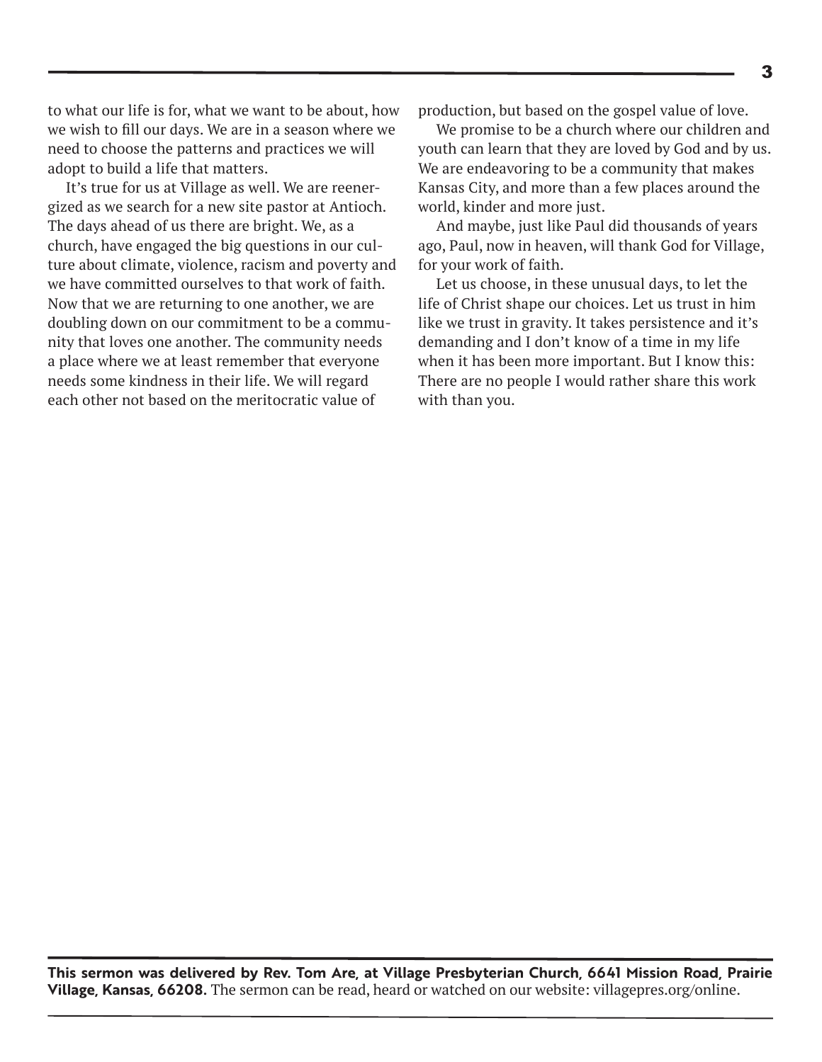to what our life is for, what we want to be about, how we wish to fill our days. We are in a season where we need to choose the patterns and practices we will adopt to build a life that matters.

It's true for us at Village as well. We are reenergized as we search for a new site pastor at Antioch. The days ahead of us there are bright. We, as a church, have engaged the big questions in our culture about climate, violence, racism and poverty and we have committed ourselves to that work of faith. Now that we are returning to one another, we are doubling down on our commitment to be a community that loves one another. The community needs a place where we at least remember that everyone needs some kindness in their life. We will regard each other not based on the meritocratic value of production, but based on the gospel value of love.

We promise to be a church where our children and youth can learn that they are loved by God and by us. We are endeavoring to be a community that makes Kansas City, and more than a few places around the world, kinder and more just.

And maybe, just like Paul did thousands of years ago, Paul, now in heaven, will thank God for Village, for your work of faith.

Let us choose, in these unusual days, to let the life of Christ shape our choices. Let us trust in him like we trust in gravity. It takes persistence and it's demanding and I don't know of a time in my life when it has been more important. But I know this: There are no people I would rather share this work with than you.

**This sermon was delivered by Rev. Tom Are, at Village Presbyterian Church, 6641 Mission Road, Prairie Village, Kansas, 66208.** The sermon can be read, heard or watched on our website: villagepres.org/online.